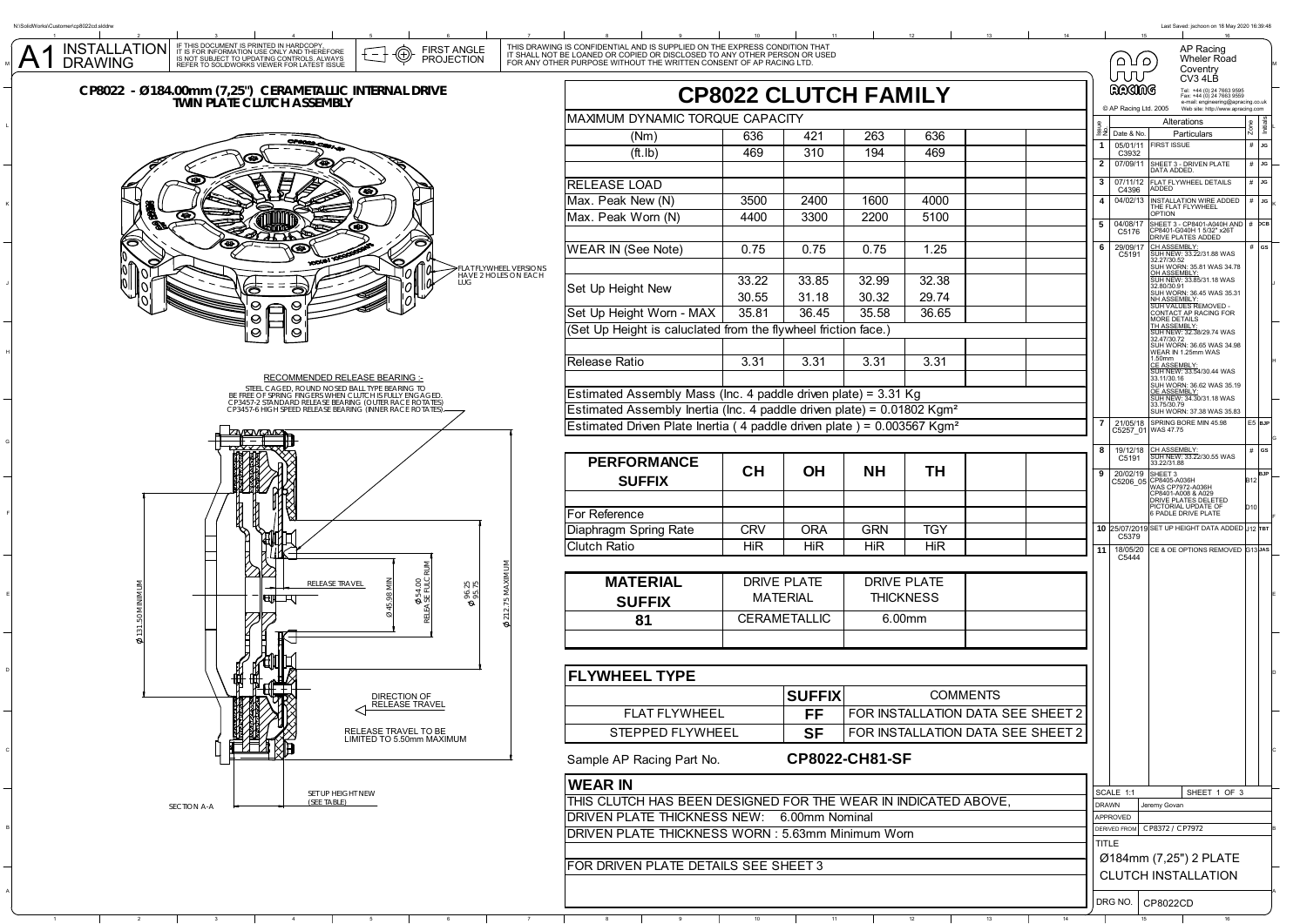# A1 INSTALLATION DRAWING

IF THIS DOCUMENT IS PRINTED IN HARDCOPY, IT IS FOR INFORMATION USE ONLY AND THEREFORE IS NOT SUBJECT TO UPDATING CONTROLS. ALWAYS REFER TO SOLIDWORKS VIEWER FOR LATEST ISSUE

FIRST ANGLE PROJECTION

THIS DRAWING IS CONFIDENTIAL AND IS SUPPLIED ON THE EXPRESS CONDITION THAT IT SHALL NOT BE LOANED OR COPIED OR DISCLOSED TO ANY OTHER PERSON OR USED FOR ANY OTHER PURPOSE WITHOUT THE WRITTEN CONSENT OF AP RACING LTD.

## CP8022 - Ø184.00mm (7,25") CERAMETALLIC INTERNAL DRIVE TWIN PLATE CLUTCH ASSEMBLY

FLAT FLYWHEEL VERSIONS HAVE 2 HOLES ON EACH LUG

RECOMMENDED RELEASE BEARING :-
STEEL CAGED, ROUND NOSED BALL TYPE BEARING TO BE FREE OF SPRING FINGERS WHEN CLUTCH IS FULLY ENGAGED.
CP3457-2 STANDARD RELEASE BEARING (OUTER RACE ROTATES)
CP3457-6 HIGH SPEED RELEASE BEARING (INNER RACE ROTATES)

RELEASE TRAVEL

Ø 131.50 MINIMUM

Ø 45.98 MIN

Ø 54.00 RELEASE FULCRUM

Ø 96.25 / Ø 95.75

Ø 212.75 MAXIMUM

DIRECTION OF RELEASE TRAVEL

RELEASE TRAVEL TO BE LIMITED TO 5.50mm MAXIMUM

SET UP HEIGHT NEW (SEE TABLE)

SECTION A-A

## CP8022 CLUTCH FAMILY

| MAXIMUM DYNAMIC TORQUE CAPACITY | | | | | | |
|---|---|---|---|---|---|---|
| (Nm) | 636 | 421 | 263 | 636 | | |
| (ft.lb) | 469 | 310 | 194 | 469 | | |
| | | | | | | |
| RELEASE LOAD | | | | | | |
| Max. Peak New (N) | 3500 | 2400 | 1600 | 4000 | | |
| Max. Peak Worn (N) | 4400 | 3300 | 2200 | 5100 | | |
| | | | | | | |
| WEAR IN (See Note) | 0.75 | 0.75 | 0.75 | 1.25 | | |
| | | | | | | |
| Set Up Height New | 33.22 | 33.85 | 32.99 | 32.38 | | |
| | 30.55 | 31.18 | 30.32 | 29.74 | | |
| Set Up Height Worn - MAX | 35.81 | 36.45 | 35.58 | 36.65 | | |
| (Set Up Height is caluclated from the flywheel friction face.) | | | | | | |
| | | | | | | |
| Release Ratio | 3.31 | 3.31 | 3.31 | 3.31 | | |
| | | | | | | |
| Estimated Assembly Mass (Inc. 4 paddle driven plate) = 3.31 Kg | | | | | | |
| Estimated Assembly Inertia (Inc. 4 paddle driven plate) = 0.01802 Kgm² | | | | | | |
| Estimated Driven Plate Inertia ( 4 paddle driven plate ) = 0.003567 Kgm² | | | | | | |

| PERFORMANCE SUFFIX | CH | OH | NH | TH | |
|---|---|---|---|---|---|
| | | | | | |
| For Reference | | | | | |
| Diaphragm Spring Rate | CRV | ORA | GRN | TGY | |
| Clutch Ratio | HiR | HiR | HiR | HiR | |

| MATERIAL SUFFIX | DRIVE PLATE MATERIAL | DRIVE PLATE THICKNESS | |
|---|---|---|---|
| 81 | CERAMETALLIC | 6.00mm | |

| FLYWHEEL TYPE | | |
|---|---|---|
| | SUFFIX | COMMENTS |
| FLAT FLYWHEEL | FF | FOR INSTALLATION DATA SEE SHEET 2 |
| STEPPED FLYWHEEL | SF | FOR INSTALLATION DATA SEE SHEET 2 |

Sample AP Racing Part No. **CP8022-CH81-SF**

### WEAR IN

THIS CLUTCH HAS BEEN DESIGNED FOR THE WEAR IN INDICATED ABOVE,
DRIVEN PLATE THICKNESS NEW: 6.00mm Nominal
DRIVEN PLATE THICKNESS WORN : 5.63mm Minimum Worn

FOR DRIVEN PLATE DETAILS SEE SHEET 3

---

AP Racing
Wheler Road
Coventry
CV3 4LB
Tel: +44 (0) 24 7663 9595
Fax: +44 (0) 24 7663 9559
e-mail: engineering@apracing.co.uk
Web site: http://www.apracing.com
© AP Racing Ltd. 2005

### Alterations

| Issue No. | Date & No. | Particulars | Zone | Initials |
|---|---|---|---|---|
| 1 | 05/01/11 C3932 | FIRST ISSUE | # | JG |
| 2 | 07/09/11 | SHEET 3 - DRIVEN PLATE DATA ADDED. | # | JG |
| 3 | 07/11/12 C4396 | FLAT FLYWHEEL DETAILS ADDED | # | JG |
| 4 | 04/02/13 | INSTALLATION WIRE ADDED THE FLAT FLYWHEEL OPTION | # | JG |
| 5 | 04/08/17 C5176 | SHEET 3 - CP8401-A040H AND CP8401-G040H 1 5/32" x26T DRIVE PLATES ADDED | # | DCB |
| 6 | 29/09/17 C5191 | CH ASSEMBLY: SUH NEW: 33.22/31.88 WAS 32.27/30.52 SUH WORN: 35.81 WAS 34.78 OH ASSEMBLY: SUH NEW: 33.85/31.18 WAS 32.80/30.91 SUH WORN: 36.45 WAS 35.31 NH ASSEMBLY: SUH VALUES REMOVED - CONTACT AP RACING FOR MORE DETAILS TH ASSEMBLY: SUH NEW: 32.38/29.74 WAS 32.47/30.72 SUH WORN: 36.65 WAS 34.98 WEAR IN 1.25mm WAS 1.50mm CE ASSEMBLY: SUH NEW: 33.54/30.44 WAS 33.11/30.16 SUH WORN: 36.62 WAS 35.19 OE ASSEMBLY: SUH NEW: 34.50/31.18 WAS 33.75/30.79 SUH WORN: 37.38 WAS 35.83 | # | GS |
| 7 | 21/05/18 C5257_01 | SPRING BORE MIN 45.98 WAS 47.75 | E5 | BJP |
| 8 | 19/12/18 C5191 | CH ASSEMBLY: SUH NEW: 33.22/30.55 WAS 33.22/31.88 | # | GS |
| 9 | 20/02/19 C5206_05 | SHEET 3 CP8405-A036H WAS CP7972-A036H CP8401-A008 & A029 DRIVE PLATES DELETED PICTORIAL UPDATE OF 6 PADLE DRIVE PLATE | B12 D10 | BJP |
| 10 | 25/07/2019 C5379 | SET UP HEIGHT DATA ADDED | J12 | TBT |
| 11 | 18/05/20 C5444 | CE & OE OPTIONS REMOVED | G13 | JAS |

SCALE 1:1 — SHEET 1 OF 3
DRAWN: Jeremy Govan
APPROVED:
DERIVED FROM: CP8372 / CP7972
TITLE: Ø184mm (7,25") 2 PLATE CLUTCH INSTALLATION
DRG NO. CP8022CD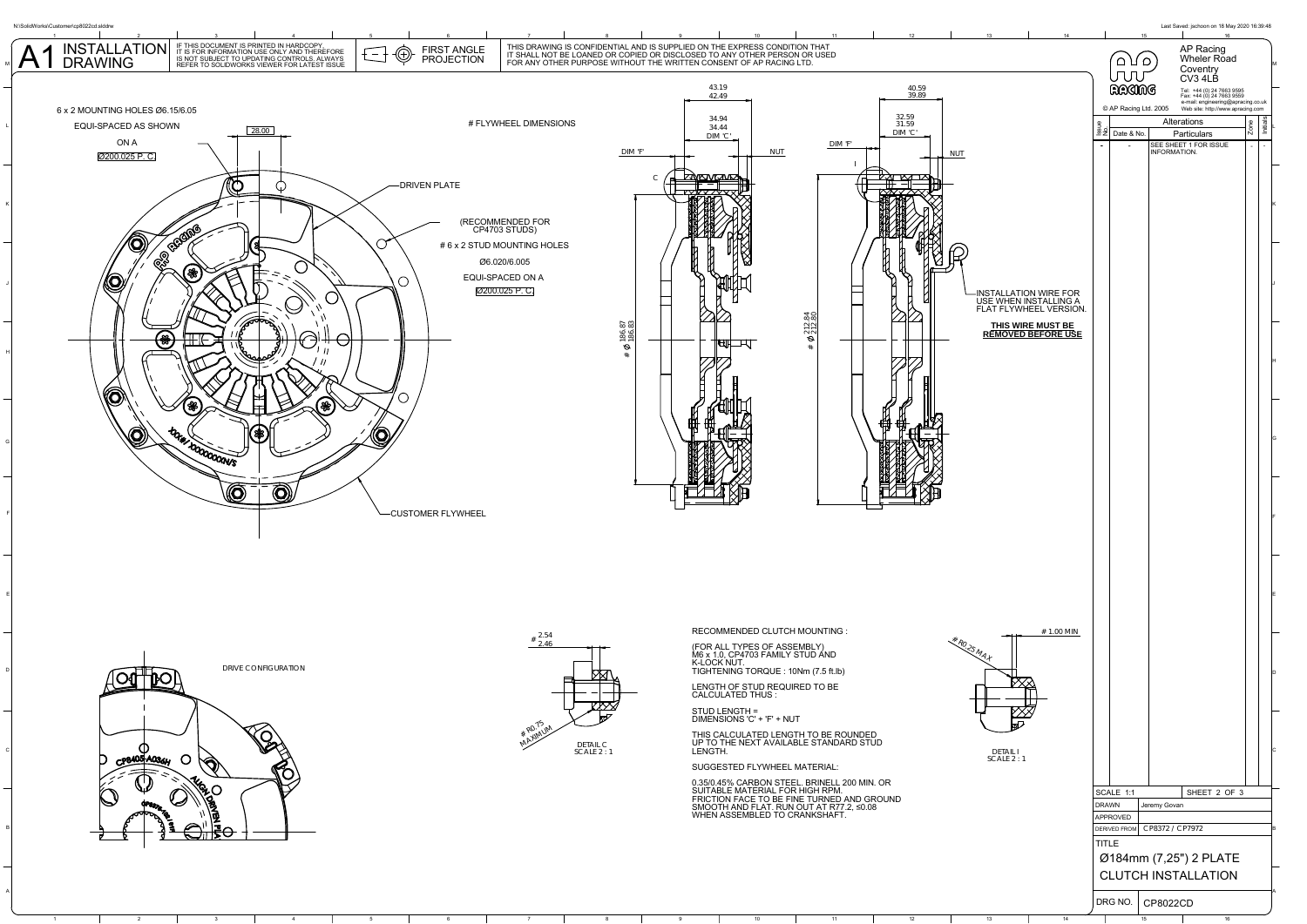# A1 INSTALLATION DRAWING

IF THIS DOCUMENT IS PRINTED IN HARDCOPY, IT IS FOR INFORMATION USE ONLY AND THEREFORE IS NOT SUBJECT TO UPDATING CONTROLS. ALWAYS REFER TO SOLIDWORKS VIEWER FOR LATEST ISSUE

FIRST ANGLE PROJECTION

THIS DRAWING IS CONFIDENTIAL AND IS SUPPLIED ON THE EXPRESS CONDITION THAT IT SHALL NOT BE LOANED OR COPIED OR DISCLOSED TO ANY OTHER PERSON OR USED FOR ANY OTHER PURPOSE WITHOUT THE WRITTEN CONSENT OF AP RACING LTD.

AP Racing
Wheler Road
Coventry
CV3 4LB

Tel: +44 (0) 24 7663 9595
Fax: +44 (0) 24 7663 9559
e-mail: engineering@apracing.co.uk
Web site: http://www.apracing.com

© AP Racing Ltd. 2005

| Issue No. | Date & No. | Particulars | Zone | Initials |
|---|---|---|---|---|
| - | - | SEE SHEET 1 FOR ISSUE INFORMATION. | - | - |

6 x 2 MOUNTING HOLES Ø6.15/6.05
EQUI-SPACED AS SHOWN
ON A
Ø200.025 P. C.

28.00

DRIVEN PLATE

# FLYWHEEL DIMENSIONS

(RECOMMENDED FOR CP4703 STUDS)
# 6 x 2 STUD MOUNTING HOLES
Ø6.020/6.005
EQUI-SPACED ON A
Ø200.025 P. C.

CUSTOMER FLYWHEEL

43.19 / 42.49
34.94 / 34.44 DIM 'C'
DIM 'F'
NUT
C
# Ø 186.87 / 186.83

40.59 / 39.89
32.59 / 31.59 DIM 'C'
DIM 'F'
NUT
I
# Ø 212.84 / 212.80

INSTALLATION WIRE FOR USE WHEN INSTALLING A FLAT FLYWHEEL VERSION.

**THIS WIRE MUST BE REMOVED BEFORE USE**

DRIVE CONFIGURATION

CP8405-A034H
ALIGN DRIVEN PLATE

# 2.54 / 2.46
# R0.75 MAXIMUM
DETAIL C
SCALE 2 : 1

RECOMMENDED CLUTCH MOUNTING :

(FOR ALL TYPES OF ASSEMBLY)
M6 x 1.0, CP4703 FAMILY STUD AND K-LOCK NUT.
TIGHTENING TORQUE : 10Nm (7.5 ft.lb)

LENGTH OF STUD REQUIRED TO BE CALCULATED THUS :

STUD LENGTH = DIMENSIONS 'C' + 'F' + NUT

THIS CALCULATED LENGTH TO BE ROUNDED UP TO THE NEXT AVAILABLE STANDARD STUD LENGTH.

SUGGESTED FLYWHEEL MATERIAL:

0.35/0.45% CARBON STEEL. BRINELL 200 MIN. OR SUITABLE MATERIAL FOR HIGH RPM.
FRICTION FACE TO BE FINE TURNED AND GROUND SMOOTH AND FLAT. RUN OUT AT R77.2, ≤0.08 WHEN ASSEMBLED TO CRANKSHAFT.

# R0.25 MAX
# 1.00 MIN
DETAIL I
SCALE 2 : 1

| | |
|---|---|
| SCALE 1:1 | SHEET 2 OF 3 |
| DRAWN | Jeremy Govan |
| APPROVED | |
| DERIVED FROM | CP8372 / CP7972 |
| TITLE | Ø184mm (7,25") 2 PLATE CLUTCH INSTALLATION |
| DRG NO. | CP8022CD |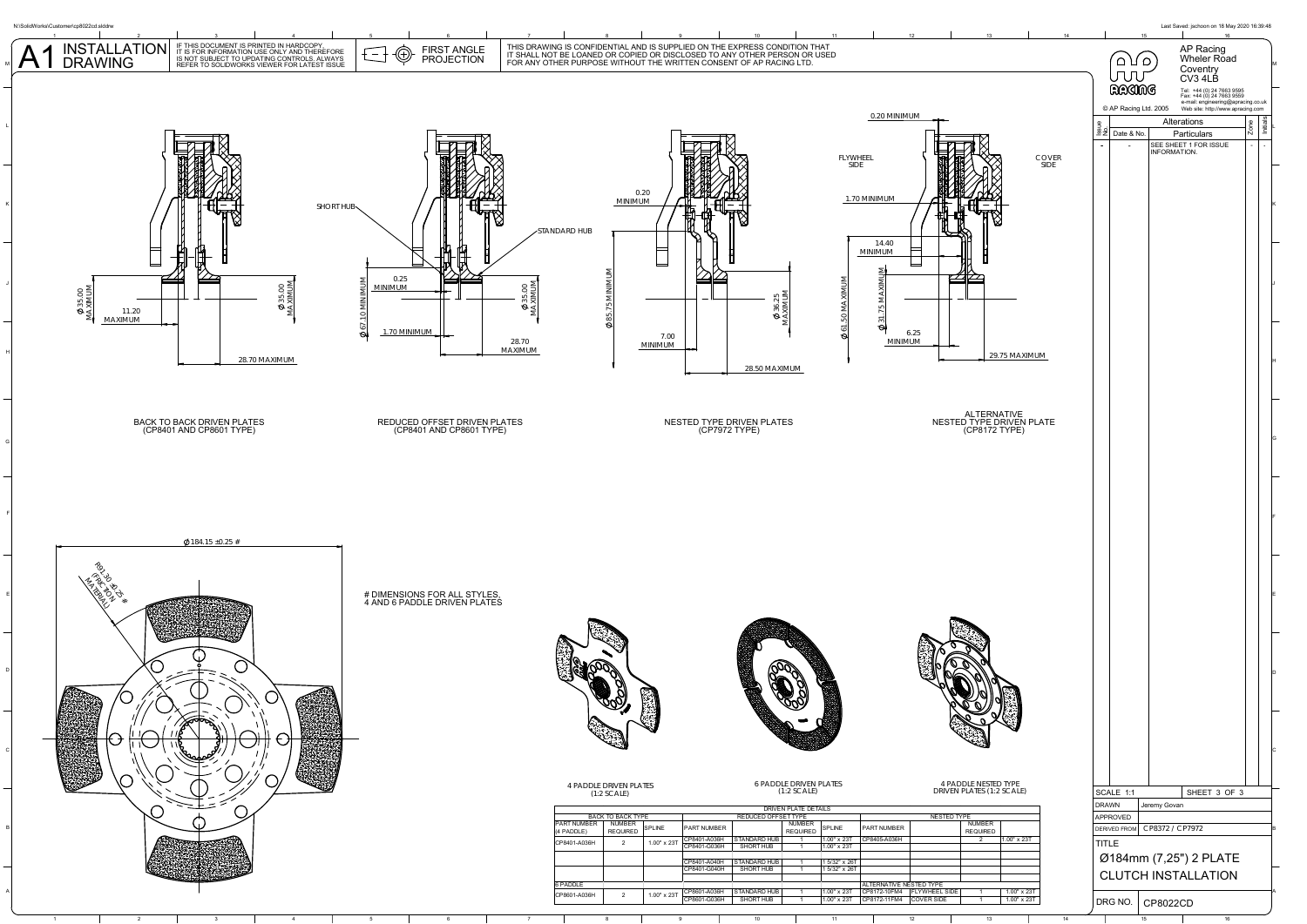# A1 INSTALLATION DRAWING

IF THIS DOCUMENT IS PRINTED IN HARDCOPY, IT IS FOR INFORMATION USE ONLY AND THEREFORE IS NOT SUBJECT TO UPDATING CONTROLS. ALWAYS REFER TO SOLIDWORKS VIEWER FOR LATEST ISSUE

FIRST ANGLE PROJECTION

THIS DRAWING IS CONFIDENTIAL AND IS SUPPLIED ON THE EXPRESS CONDITION THAT IT SHALL NOT BE LOANED OR COPIED OR DISCLOSED TO ANY OTHER PERSON OR USED FOR ANY OTHER PURPOSE WITHOUT THE WRITTEN CONSENT OF AP RACING LTD.

Ø35.00 MAXIMUM
11.20 MAXIMUM
Ø35.00 MAXIMUM
28.70 MAXIMUM

BACK TO BACK DRIVEN PLATES (CP8401 AND CP8601 TYPE)

SHORT HUB
STANDARD HUB
0.25 MINIMUM
Ø67.10 MINIMUM
1.70 MINIMUM
Ø35.00 MAXIMUM
28.70 MAXIMUM

REDUCED OFFSET DRIVEN PLATES (CP8401 AND CP8601 TYPE)

0.20 MINIMUM
Ø85.75 MINIMUM
7.00 MINIMUM
Ø36.25 MAXIMUM
28.50 MAXIMUM

NESTED TYPE DRIVEN PLATES (CP7972 TYPE)

0.20 MINIMUM
FLYWHEEL SIDE
COVER SIDE
1.70 MINIMUM
14.40 MINIMUM
Ø61.50 MAXIMUM
Ø31.75 MAXIMUM
6.25 MINIMUM
29.75 MAXIMUM

ALTERNATIVE NESTED TYPE DRIVEN PLATE (CP8172 TYPE)

Ø184.15 ±0.25 #
R91.30 ±0.25 # (FRICTION MATERIAL)

# DIMENSIONS FOR ALL STYLES, 4 AND 6 PADDLE DRIVEN PLATES

4 PADDLE DRIVEN PLATES (1:2 SCALE)

6 PADDLE DRIVEN PLATES (1:2 SCALE)

4 PADDLE NESTED TYPE DRIVEN PLATES (1:2 SCALE)

DRIVEN PLATE DETAILS

| BACK TO BACK TYPE | | | REDUCED OFFSET TYPE | | | | NESTED TYPE | | | |
|---|---|---|---|---|---|---|---|---|---|---|
| PART NUMBER (4 PADDLE) | NUMBER REQUIRED | SPLINE | PART NUMBER | | NUMBER REQUIRED | SPLINE | PART NUMBER | | NUMBER REQUIRED | |
| CP8401-A036H | 2 | 1.00" x 23T | CP8401-A036H | STANDARD HUB | 1 | 1.00" x 23T | CP8405-A036H | | 2 | 1.00" x 23T |
| | | | CP8401-G036H | SHORT HUB | 1 | 1.00" x 23T | | | | |
| | | | CP8401-A040H | STANDARD HUB | 1 | 1 5/32" x 26T | | | | |
| | | | CP8401-G040H | SHORT HUB | 1 | 1 5/32" x 26T | | | | |
| 6 PADDLE | | | | | | | ALTERNATIVE NESTED TYPE | | | |
| CP8601-A036H | 2 | 1.00" x 23T | CP8601-A036H | STANDARD HUB | 1 | 1.00" x 23T | CP8172-10FM4 | FLYWHEEL SIDE | 1 | 1.00" x 23T |
| | | | CP8601-G036H | SHORT HUB | 1 | 1.00" x 23T | CP8172-11FM4 | COVER SIDE | 1 | 1.00" x 23T |

AP Racing
Wheler Road
Coventry
CV3 4LB
Tel: +44 (0) 24 7663 9595
Fax: +44 (0) 24 7663 9559
e-mail: engineering@apracing.co.uk
Web site: http://www.apracing.com
© AP Racing Ltd. 2005

| Issue No. | Date & No. | Alterations / Particulars | Zone | Initials |
|---|---|---|---|---|
| - | - | SEE SHEET 1 FOR ISSUE INFORMATION. | - | - |

| | |
|---|---|
| SCALE | 1:1 |
| DRAWN | Jeremy Govan |
| APPROVED | |
| DERIVED FROM | CP8372 / CP7972 |
| TITLE | Ø184mm (7,25") 2 PLATE CLUTCH INSTALLATION |
| DRG NO. | CP8022CD |